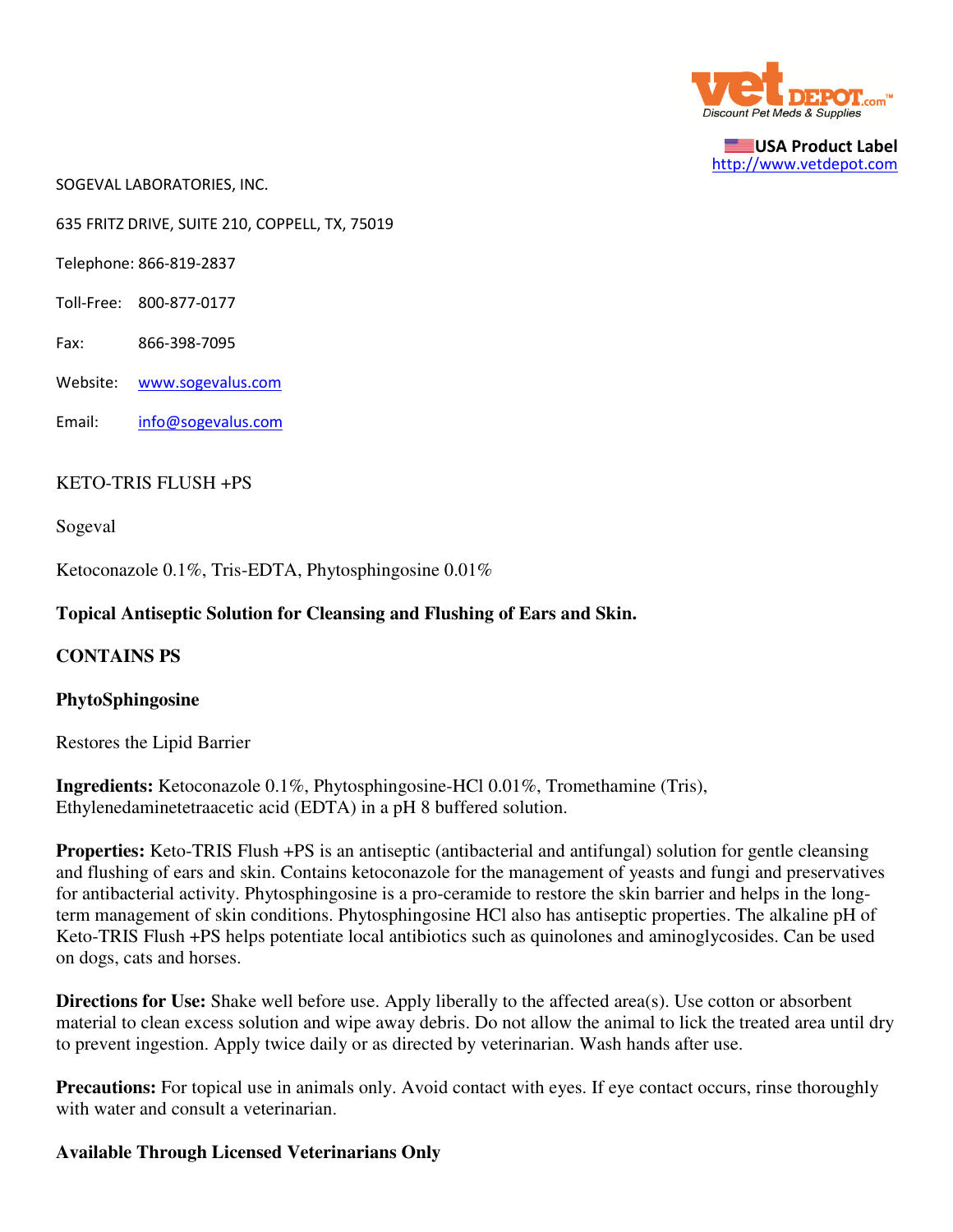USA Product Label
http://www.vetdepot.com

SOGEVAL LABORATORIES, INC.

635 FRITZ DRIVE, SUITE 210, COPPELL, TX, 75019

Telephone: 866-819-2837

Toll-Free: 800-877-0177

Fax: 866-398-7095

Website: www.sogevalus.com

Email: info@sogevalus.com

KETO-TRIS FLUSH +PS

Sogeval

Ketoconazole 0.1%, Tris-EDTA, Phytosphingosine 0.01%

**Topical Antiseptic Solution for Cleansing and Flushing of Ears and Skin.**

**CONTAINS PS**

**PhytoSphingosine**

Restores the Lipid Barrier

**Ingredients:** Ketoconazole 0.1%, Phytosphingosine-HCl 0.01%, Tromethamine (Tris), Ethylenedaminetetraacetic acid (EDTA) in a pH 8 buffered solution.

**Properties:** Keto-TRIS Flush +PS is an antiseptic (antibacterial and antifungal) solution for gentle cleansing and flushing of ears and skin. Contains ketoconazole for the management of yeasts and fungi and preservatives for antibacterial activity. Phytosphingosine is a pro-ceramide to restore the skin barrier and helps in the long-term management of skin conditions. Phytosphingosine HCl also has antiseptic properties. The alkaline pH of Keto-TRIS Flush +PS helps potentiate local antibiotics such as quinolones and aminoglycosides. Can be used on dogs, cats and horses.

**Directions for Use:** Shake well before use. Apply liberally to the affected area(s). Use cotton or absorbent material to clean excess solution and wipe away debris. Do not allow the animal to lick the treated area until dry to prevent ingestion. Apply twice daily or as directed by veterinarian. Wash hands after use.

**Precautions:** For topical use in animals only. Avoid contact with eyes. If eye contact occurs, rinse thoroughly with water and consult a veterinarian.

**Available Through Licensed Veterinarians Only**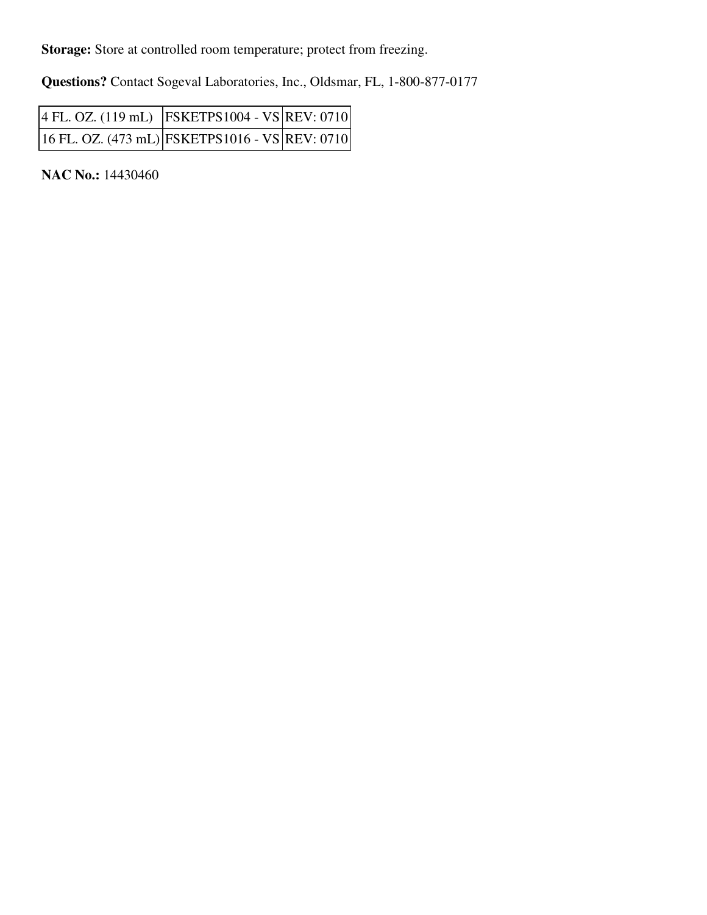**Storage:** Store at controlled room temperature; protect from freezing.

**Questions?** Contact Sogeval Laboratories, Inc., Oldsmar, FL, 1-800-877-0177

| | | |
|---|---|---|
| 4 FL. OZ. (119 mL) | FSKETPS1004 - VS | REV: 0710 |
| 16 FL. OZ. (473 mL) | FSKETPS1016 - VS | REV: 0710 |

**NAC No.:** 14430460